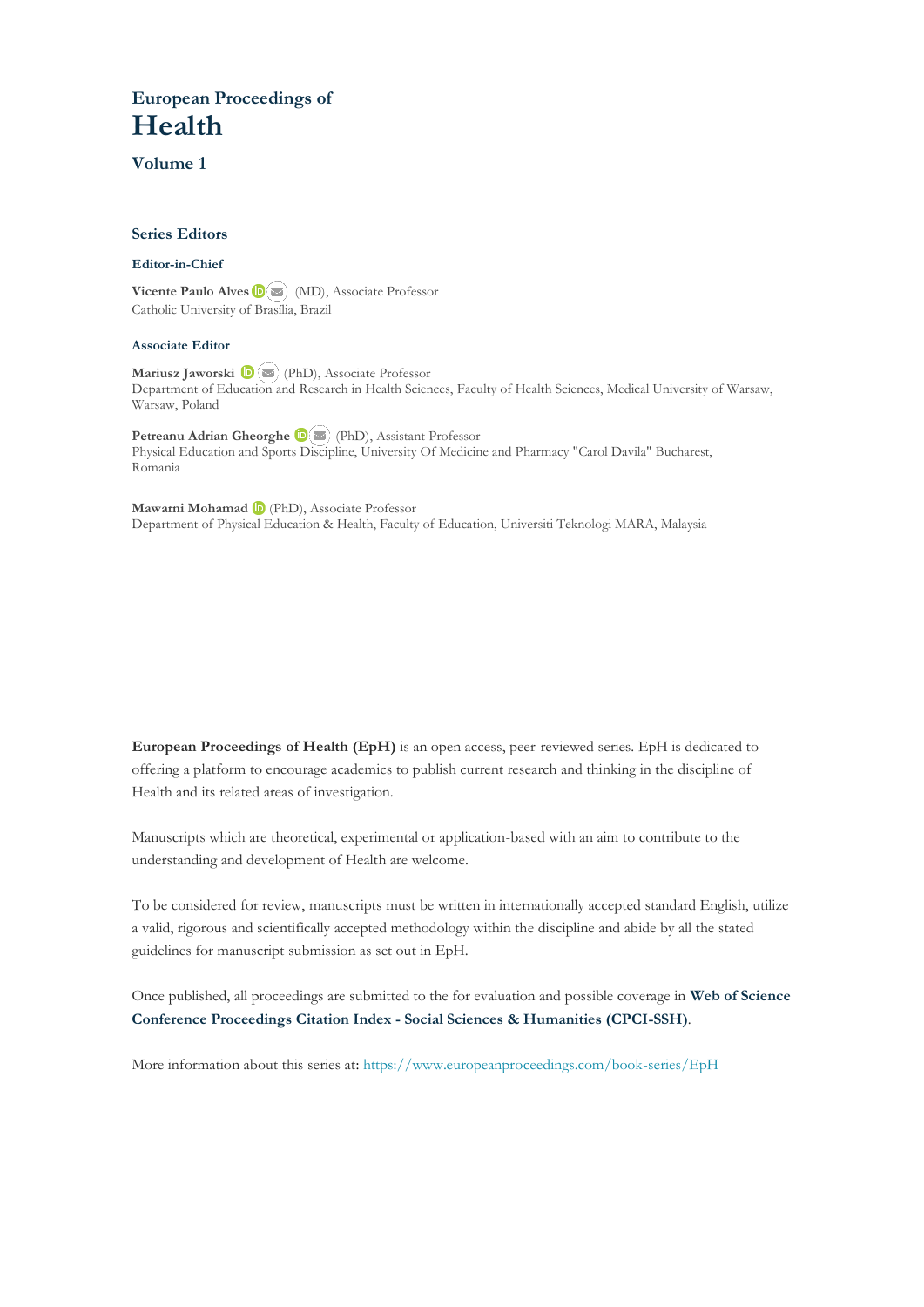# European Proceedings of Health

## Volume 1

### Series Editors

#### Editor-in-Chief

**Vicente Paulo Alves** (MD), Associate Professor
Catholic University of Brasília, Brazil

#### Associate Editor

**Mariusz Jaworski** (PhD), Associate Professor
Department of Education and Research in Health Sciences, Faculty of Health Sciences, Medical University of Warsaw, Warsaw, Poland

**Petreanu Adrian Gheorghe** (PhD), Assistant Professor
Physical Education and Sports Discipline, University Of Medicine and Pharmacy "Carol Davila" Bucharest, Romania

**Mawarni Mohamad** (PhD), Associate Professor
Department of Physical Education & Health, Faculty of Education, Universiti Teknologi MARA, Malaysia

**European Proceedings of Health (EpH)** is an open access, peer-reviewed series. EpH is dedicated to offering a platform to encourage academics to publish current research and thinking in the discipline of Health and its related areas of investigation.

Manuscripts which are theoretical, experimental or application-based with an aim to contribute to the understanding and development of Health are welcome.

To be considered for review, manuscripts must be written in internationally accepted standard English, utilize a valid, rigorous and scientifically accepted methodology within the discipline and abide by all the stated guidelines for manuscript submission as set out in EpH.

Once published, all proceedings are submitted to the for evaluation and possible coverage in **Web of Science Conference Proceedings Citation Index - Social Sciences & Humanities (CPCI-SSH)**.

More information about this series at: https://www.europeanproceedings.com/book-series/EpH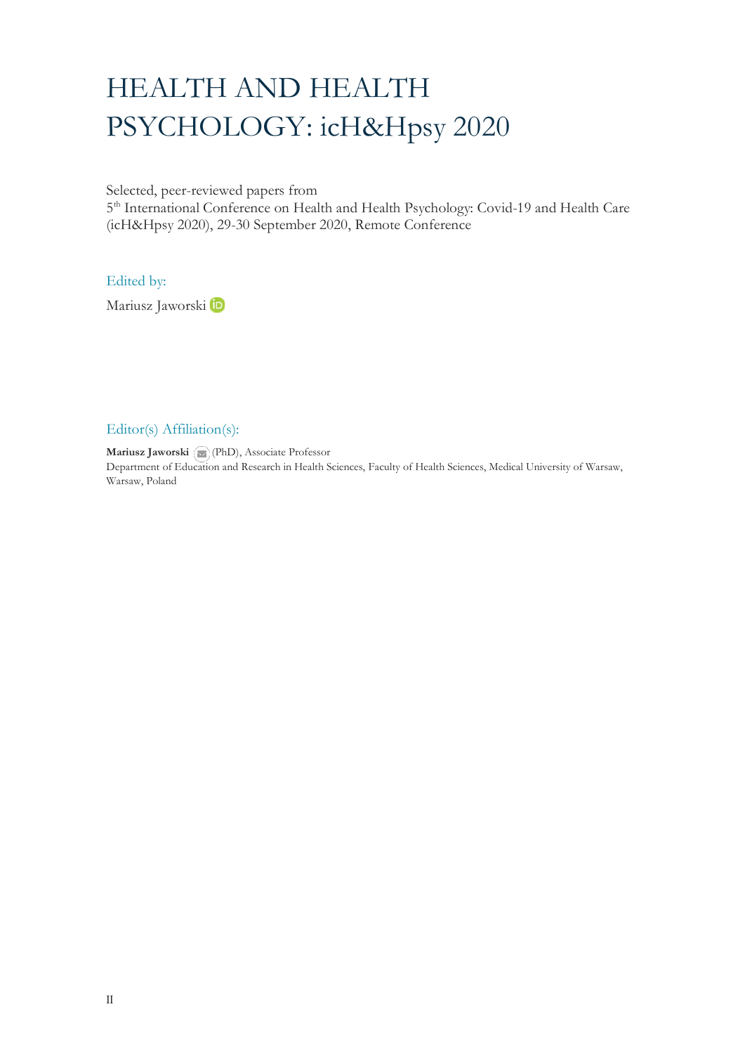# HEALTH AND HEALTH PSYCHOLOGY: icH&Hpsy 2020

Selected, peer-reviewed papers from
5th International Conference on Health and Health Psychology: Covid-19 and Health Care (icH&Hpsy 2020), 29-30 September 2020, Remote Conference

Edited by:

Mariusz Jaworski

Editor(s) Affiliation(s):

**Mariusz Jaworski** (PhD), Associate Professor
Department of Education and Research in Health Sciences, Faculty of Health Sciences, Medical University of Warsaw, Warsaw, Poland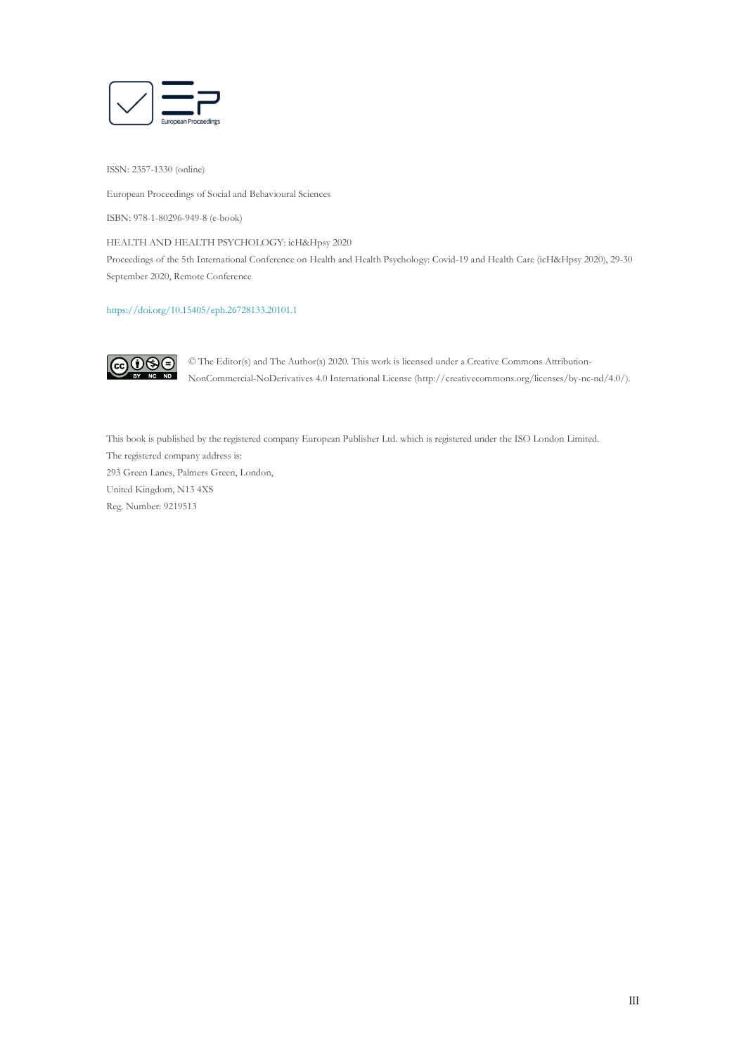ISSN: 2357-1330 (online)

European Proceedings of Social and Behavioural Sciences

ISBN: 978-1-80296-949-8 (e-book)

HEALTH AND HEALTH PSYCHOLOGY: icH&Hpsy 2020

Proceedings of the 5th International Conference on Health and Health Psychology: Covid-19 and Health Care (icH&Hpsy 2020), 29-30 September 2020, Remote Conference

https://doi.org/10.15405/eph.26728133.20101.1

© The Editor(s) and The Author(s) 2020. This work is licensed under a Creative Commons Attribution-NonCommercial-NoDerivatives 4.0 International License (http://creativecommons.org/licenses/by-nc-nd/4.0/).

This book is published by the registered company European Publisher Ltd. which is registered under the ISO London Limited.
The registered company address is:
293 Green Lanes, Palmers Green, London,
United Kingdom, N13 4XS
Reg. Number: 9219513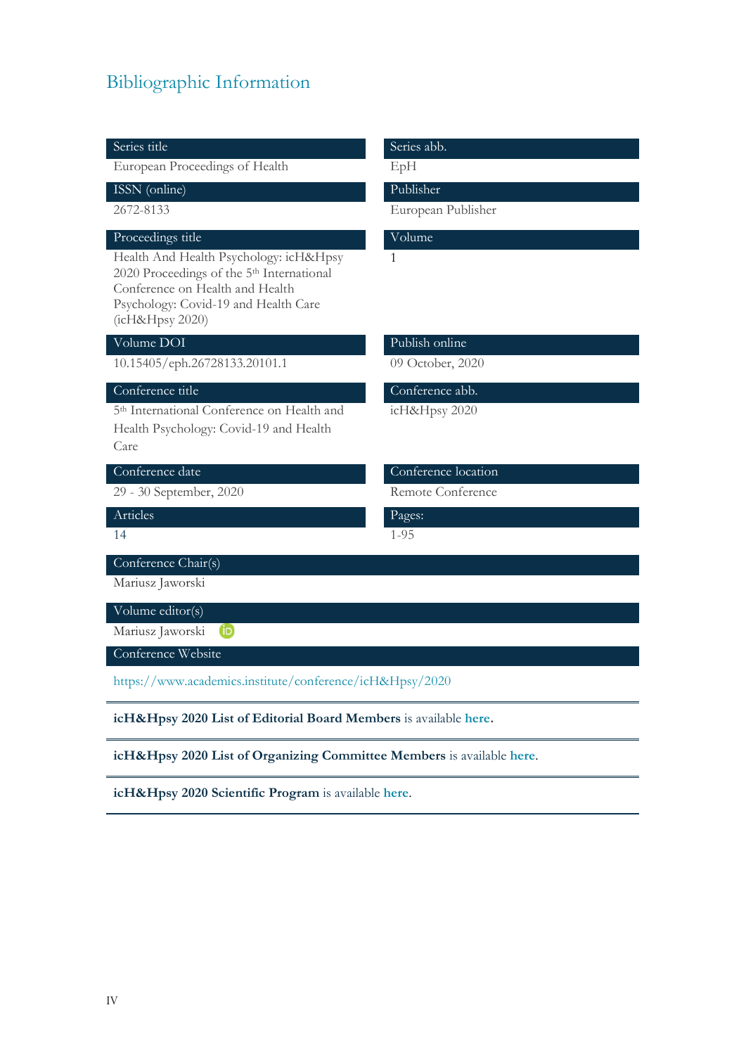# Bibliographic Information

| Series title | Series abb. |
|---|---|
| European Proceedings of Health | EpH |
| **ISSN (online)** | **Publisher** |
| 2672-8133 | European Publisher |
| **Proceedings title** | **Volume** |
| Health And Health Psychology: icH&Hpsy 2020 Proceedings of the 5th International Conference on Health and Health Psychology: Covid-19 and Health Care (icH&Hpsy 2020) | 1 |
| **Volume DOI** | **Publish online** |
| 10.15405/eph.26728133.20101.1 | 09 October, 2020 |
| **Conference title** | **Conference abb.** |
| 5th International Conference on Health and Health Psychology: Covid-19 and Health Care | icH&Hpsy 2020 |
| **Conference date** | **Conference location** |
| 29 - 30 September, 2020 | Remote Conference |
| **Articles** | **Pages:** |
| 14 | 1-95 |

**Conference Chair(s)**

Mariusz Jaworski

**Volume editor(s)**

Mariusz Jaworski

**Conference Website**

https://www.academics.institute/conference/icH&Hpsy/2020

---

**icH&Hpsy 2020 List of Editorial Board Members** is available **here**.

---

**icH&Hpsy 2020 List of Organizing Committee Members** is available **here**.

---

**icH&Hpsy 2020 Scientific Program** is available **here**.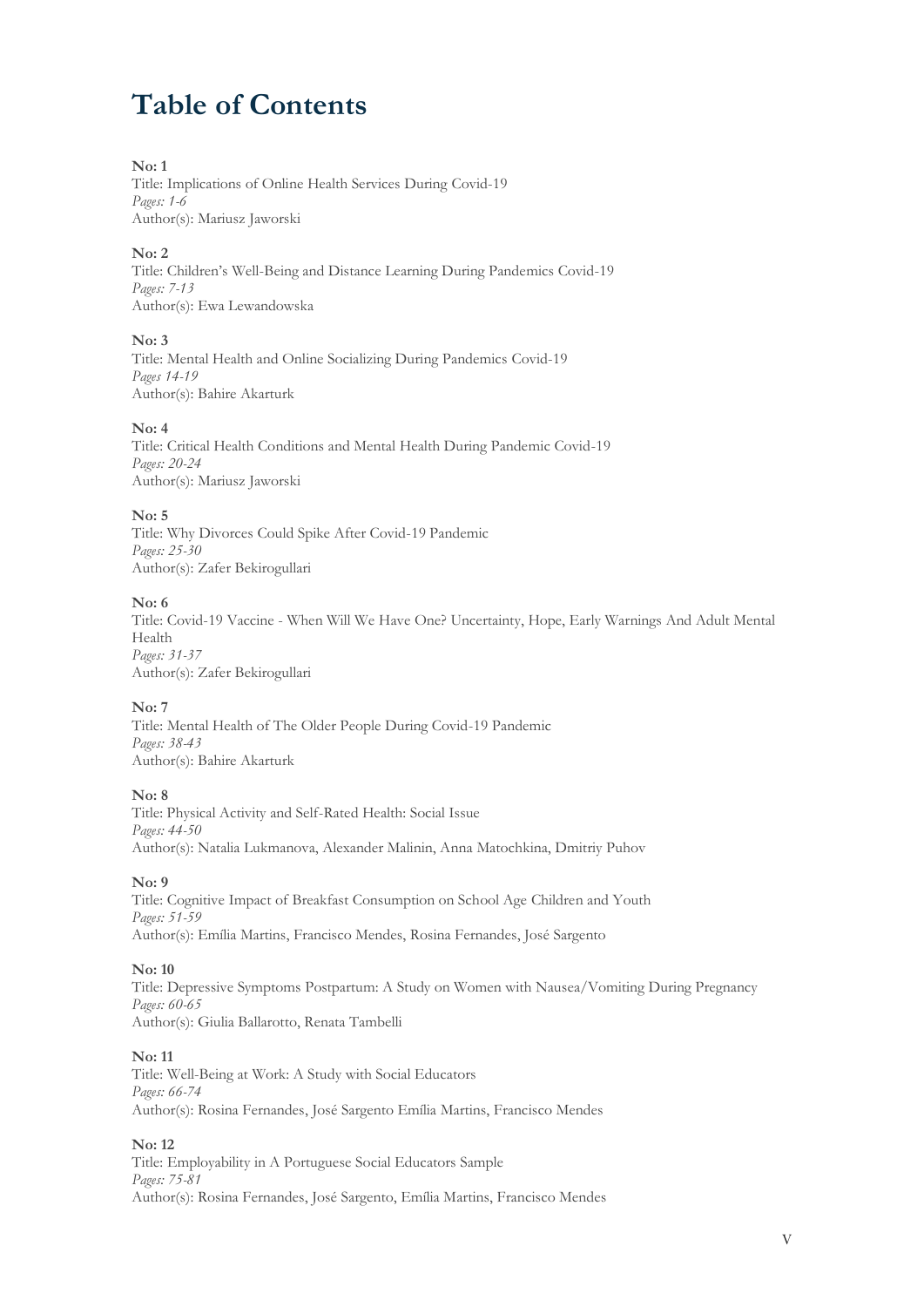# Table of Contents

**No: 1**
Title: Implications of Online Health Services During Covid-19
*Pages: 1-6*
Author(s): Mariusz Jaworski

**No: 2**
Title: Children's Well-Being and Distance Learning During Pandemics Covid-19
*Pages: 7-13*
Author(s): Ewa Lewandowska

**No: 3**
Title: Mental Health and Online Socializing During Pandemics Covid-19
*Pages 14-19*
Author(s): Bahire Akarturk

**No: 4**
Title: Critical Health Conditions and Mental Health During Pandemic Covid-19
*Pages: 20-24*
Author(s): Mariusz Jaworski

**No: 5**
Title: Why Divorces Could Spike After Covid-19 Pandemic
*Pages: 25-30*
Author(s): Zafer Bekirogullari

**No: 6**
Title: Covid-19 Vaccine - When Will We Have One? Uncertainty, Hope, Early Warnings And Adult Mental Health
*Pages: 31-37*
Author(s): Zafer Bekirogullari

**No: 7**
Title: Mental Health of The Older People During Covid-19 Pandemic
*Pages: 38-43*
Author(s): Bahire Akarturk

**No: 8**
Title: Physical Activity and Self-Rated Health: Social Issue
*Pages: 44-50*
Author(s): Natalia Lukmanova, Alexander Malinin, Anna Matochkina, Dmitriy Puhov

**No: 9**
Title: Cognitive Impact of Breakfast Consumption on School Age Children and Youth
*Pages: 51-59*
Author(s): Emília Martins, Francisco Mendes, Rosina Fernandes, José Sargento

**No: 10**
Title: Depressive Symptoms Postpartum: A Study on Women with Nausea/Vomiting During Pregnancy
*Pages: 60-65*
Author(s): Giulia Ballarotto, Renata Tambelli

**No: 11**
Title: Well-Being at Work: A Study with Social Educators
*Pages: 66-74*
Author(s): Rosina Fernandes, José Sargento Emília Martins, Francisco Mendes

**No: 12**
Title: Employability in A Portuguese Social Educators Sample
*Pages: 75-81*
Author(s): Rosina Fernandes, José Sargento, Emília Martins, Francisco Mendes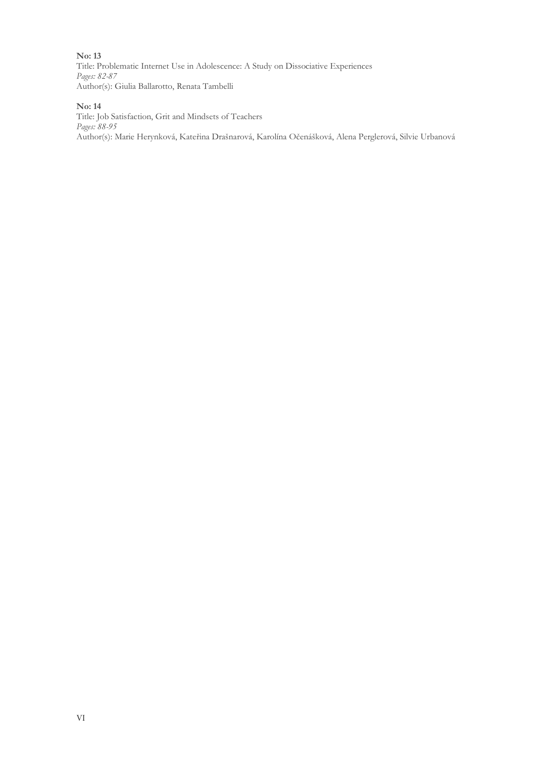**No: 13**
Title: Problematic Internet Use in Adolescence: A Study on Dissociative Experiences
*Pages: 82-87*
Author(s): Giulia Ballarotto, Renata Tambelli

**No: 14**
Title: Job Satisfaction, Grit and Mindsets of Teachers
*Pages: 88-95*
Author(s): Marie Herynková, Kateřina Drašnarová, Karolína Očenášková, Alena Perglerová, Silvie Urbanová